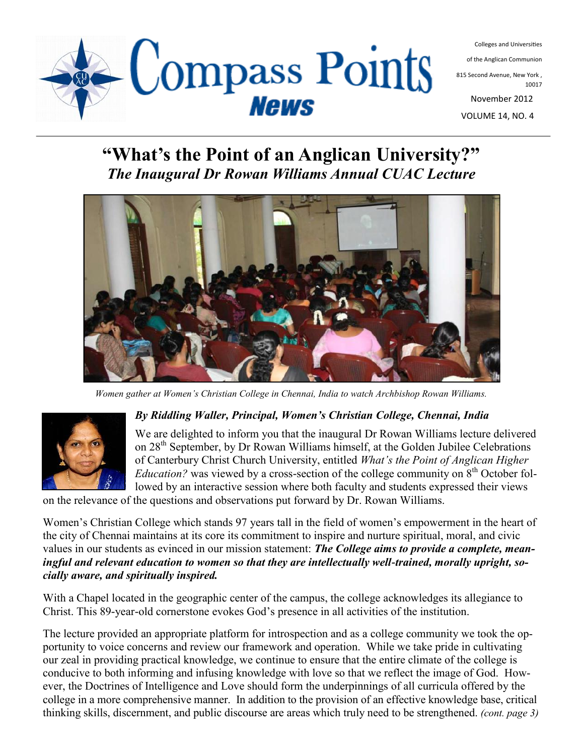# Compass Points News

Colleges and Universities of the Anglican Communion

815 Second Avenue, New York, 10017

November 2012

VOLUME 14, NO. 4

## "What's the Point of an Anglican University?"

### *The Inaugural Dr Rowan Williams Annual CUAC Lecture*

*Women gather at Women's Christian College in Chennai, India to watch Archbishop Rowan Williams.*

***By Riddling Waller, Principal, Women's Christian College, Chennai, India***

We are delighted to inform you that the inaugural Dr Rowan Williams lecture delivered on 28th September, by Dr Rowan Williams himself, at the Golden Jubilee Celebrations of Canterbury Christ Church University, entitled *What's the Point of Anglican Higher Education?* was viewed by a cross-section of the college community on 8th October followed by an interactive session where both faculty and students expressed their views on the relevance of the questions and observations put forward by Dr. Rowan Williams.

Women's Christian College which stands 97 years tall in the field of women's empowerment in the heart of the city of Chennai maintains at its core its commitment to inspire and nurture spiritual, moral, and civic values in our students as evinced in our mission statement: ***The College aims to provide a complete, meaningful and relevant education to women so that they are intellectually well-trained, morally upright, socially aware, and spiritually inspired.***

With a Chapel located in the geographic center of the campus, the college acknowledges its allegiance to Christ. This 89-year-old cornerstone evokes God's presence in all activities of the institution.

The lecture provided an appropriate platform for introspection and as a college community we took the opportunity to voice concerns and review our framework and operation. While we take pride in cultivating our zeal in providing practical knowledge, we continue to ensure that the entire climate of the college is conducive to both informing and infusing knowledge with love so that we reflect the image of God. However, the Doctrines of Intelligence and Love should form the underpinnings of all curricula offered by the college in a more comprehensive manner. In addition to the provision of an effective knowledge base, critical thinking skills, discernment, and public discourse are areas which truly need to be strengthened. *(cont. page 3)*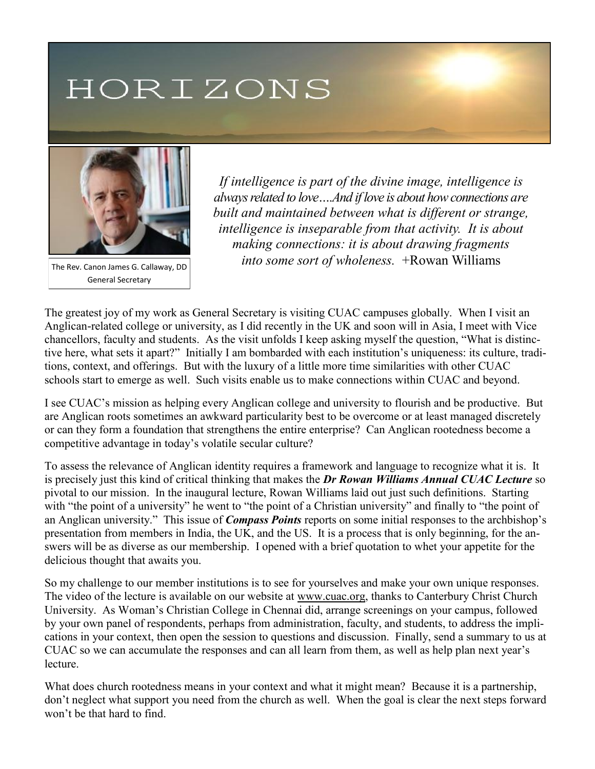# HORIZONS

The Rev. Canon James G. Callaway, DD
General Secretary

*If intelligence is part of the divine image, intelligence is always related to love….And if love is about how connections are built and maintained between what is different or strange, intelligence is inseparable from that activity. It is about making connections: it is about drawing fragments into some sort of wholeness.* +Rowan Williams

The greatest joy of my work as General Secretary is visiting CUAC campuses globally. When I visit an Anglican-related college or university, as I did recently in the UK and soon will in Asia, I meet with Vice chancellors, faculty and students. As the visit unfolds I keep asking myself the question, "What is distinctive here, what sets it apart?" Initially I am bombarded with each institution's uniqueness: its culture, traditions, context, and offerings. But with the luxury of a little more time similarities with other CUAC schools start to emerge as well. Such visits enable us to make connections within CUAC and beyond.

I see CUAC's mission as helping every Anglican college and university to flourish and be productive. But are Anglican roots sometimes an awkward particularity best to be overcome or at least managed discretely or can they form a foundation that strengthens the entire enterprise? Can Anglican rootedness become a competitive advantage in today's volatile secular culture?

To assess the relevance of Anglican identity requires a framework and language to recognize what it is. It is precisely just this kind of critical thinking that makes the ***Dr Rowan Williams Annual CUAC Lecture*** so pivotal to our mission. In the inaugural lecture, Rowan Williams laid out just such definitions. Starting with "the point of a university" he went to "the point of a Christian university" and finally to "the point of an Anglican university." This issue of ***Compass Points*** reports on some initial responses to the archbishop's presentation from members in India, the UK, and the US. It is a process that is only beginning, for the answers will be as diverse as our membership. I opened with a brief quotation to whet your appetite for the delicious thought that awaits you.

So my challenge to our member institutions is to see for yourselves and make your own unique responses. The video of the lecture is available on our website at www.cuac.org, thanks to Canterbury Christ Church University. As Woman's Christian College in Chennai did, arrange screenings on your campus, followed by your own panel of respondents, perhaps from administration, faculty, and students, to address the implications in your context, then open the session to questions and discussion. Finally, send a summary to us at CUAC so we can accumulate the responses and can all learn from them, as well as help plan next year's lecture.

What does church rootedness means in your context and what it might mean? Because it is a partnership, don't neglect what support you need from the church as well. When the goal is clear the next steps forward won't be that hard to find.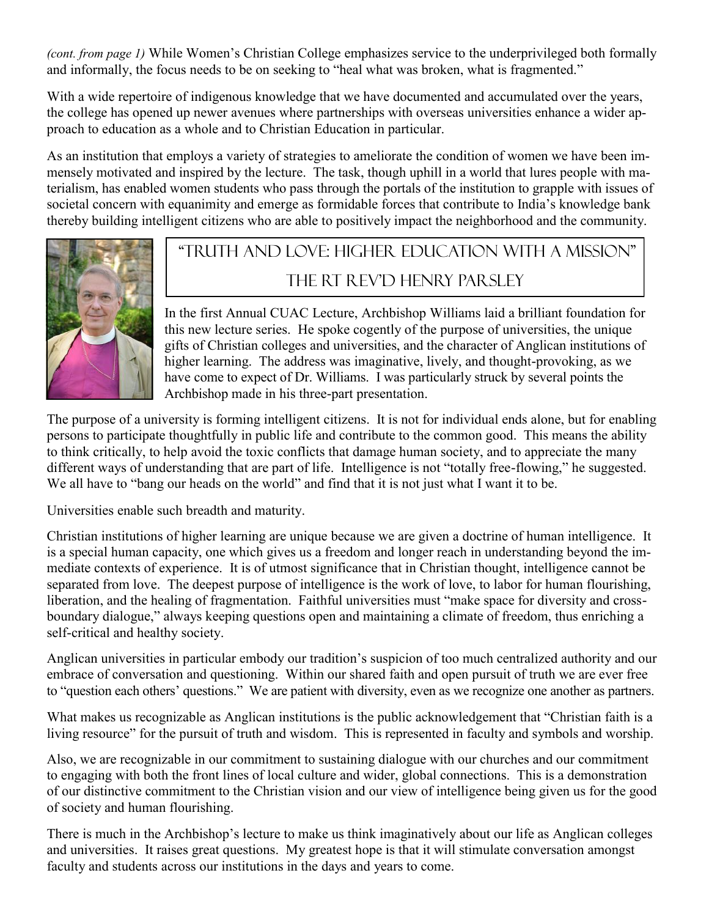*(cont. from page 1)* While Women's Christian College emphasizes service to the underprivileged both formally and informally, the focus needs to be on seeking to "heal what was broken, what is fragmented."

With a wide repertoire of indigenous knowledge that we have documented and accumulated over the years, the college has opened up newer avenues where partnerships with overseas universities enhance a wider approach to education as a whole and to Christian Education in particular.

As an institution that employs a variety of strategies to ameliorate the condition of women we have been immensely motivated and inspired by the lecture. The task, though uphill in a world that lures people with materialism, has enabled women students who pass through the portals of the institution to grapple with issues of societal concern with equanimity and emerge as formidable forces that contribute to India's knowledge bank thereby building intelligent citizens who are able to positively impact the neighborhood and the community.

## "Truth and Love: Higher Education with a Mission"

## The Rt Rev'd Henry Parsley

In the first Annual CUAC Lecture, Archbishop Williams laid a brilliant foundation for this new lecture series. He spoke cogently of the purpose of universities, the unique gifts of Christian colleges and universities, and the character of Anglican institutions of higher learning. The address was imaginative, lively, and thought-provoking, as we have come to expect of Dr. Williams. I was particularly struck by several points the Archbishop made in his three-part presentation.

The purpose of a university is forming intelligent citizens. It is not for individual ends alone, but for enabling persons to participate thoughtfully in public life and contribute to the common good. This means the ability to think critically, to help avoid the toxic conflicts that damage human society, and to appreciate the many different ways of understanding that are part of life. Intelligence is not "totally free-flowing," he suggested. We all have to "bang our heads on the world" and find that it is not just what I want it to be.

Universities enable such breadth and maturity.

Christian institutions of higher learning are unique because we are given a doctrine of human intelligence. It is a special human capacity, one which gives us a freedom and longer reach in understanding beyond the immediate contexts of experience. It is of utmost significance that in Christian thought, intelligence cannot be separated from love. The deepest purpose of intelligence is the work of love, to labor for human flourishing, liberation, and the healing of fragmentation. Faithful universities must "make space for diversity and cross-boundary dialogue," always keeping questions open and maintaining a climate of freedom, thus enriching a self-critical and healthy society.

Anglican universities in particular embody our tradition's suspicion of too much centralized authority and our embrace of conversation and questioning. Within our shared faith and open pursuit of truth we are ever free to "question each others' questions." We are patient with diversity, even as we recognize one another as partners.

What makes us recognizable as Anglican institutions is the public acknowledgement that "Christian faith is a living resource" for the pursuit of truth and wisdom. This is represented in faculty and symbols and worship.

Also, we are recognizable in our commitment to sustaining dialogue with our churches and our commitment to engaging with both the front lines of local culture and wider, global connections. This is a demonstration of our distinctive commitment to the Christian vision and our view of intelligence being given us for the good of society and human flourishing.

There is much in the Archbishop's lecture to make us think imaginatively about our life as Anglican colleges and universities. It raises great questions. My greatest hope is that it will stimulate conversation amongst faculty and students across our institutions in the days and years to come.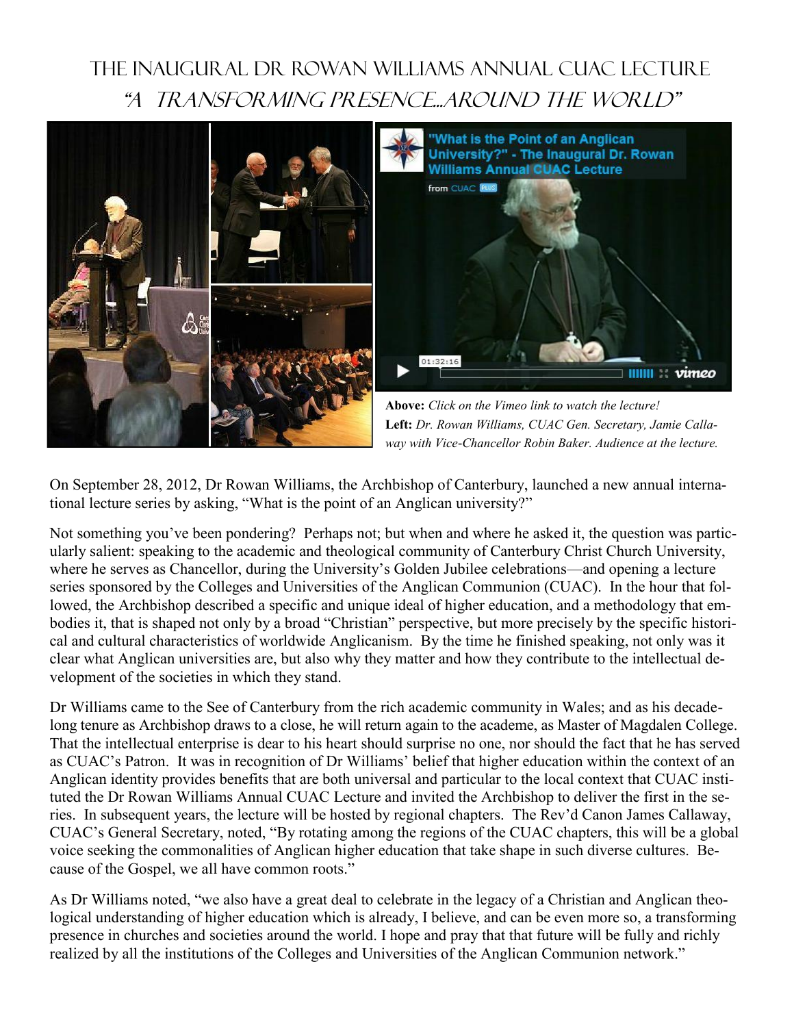# The Inaugural Dr Rowan Williams Annual CUAC Lecture
## *"A Transforming Presence…Around the World"*

**Above:** *Click on the Vimeo link to watch the lecture!*
**Left:** *Dr. Rowan Williams, CUAC Gen. Secretary, Jamie Callaway with Vice-Chancellor Robin Baker. Audience at the lecture.*

On September 28, 2012, Dr Rowan Williams, the Archbishop of Canterbury, launched a new annual international lecture series by asking, "What is the point of an Anglican university?"

Not something you've been pondering? Perhaps not; but when and where he asked it, the question was particularly salient: speaking to the academic and theological community of Canterbury Christ Church University, where he serves as Chancellor, during the University's Golden Jubilee celebrations—and opening a lecture series sponsored by the Colleges and Universities of the Anglican Communion (CUAC). In the hour that followed, the Archbishop described a specific and unique ideal of higher education, and a methodology that embodies it, that is shaped not only by a broad "Christian" perspective, but more precisely by the specific historical and cultural characteristics of worldwide Anglicanism. By the time he finished speaking, not only was it clear what Anglican universities are, but also why they matter and how they contribute to the intellectual development of the societies in which they stand.

Dr Williams came to the See of Canterbury from the rich academic community in Wales; and as his decade-long tenure as Archbishop draws to a close, he will return again to the academe, as Master of Magdalen College. That the intellectual enterprise is dear to his heart should surprise no one, nor should the fact that he has served as CUAC's Patron. It was in recognition of Dr Williams' belief that higher education within the context of an Anglican identity provides benefits that are both universal and particular to the local context that CUAC instituted the Dr Rowan Williams Annual CUAC Lecture and invited the Archbishop to deliver the first in the series. In subsequent years, the lecture will be hosted by regional chapters. The Rev'd Canon James Callaway, CUAC's General Secretary, noted, "By rotating among the regions of the CUAC chapters, this will be a global voice seeking the commonalities of Anglican higher education that take shape in such diverse cultures. Because of the Gospel, we all have common roots."

As Dr Williams noted, "we also have a great deal to celebrate in the legacy of a Christian and Anglican theological understanding of higher education which is already, I believe, and can be even more so, a transforming presence in churches and societies around the world. I hope and pray that that future will be fully and richly realized by all the institutions of the Colleges and Universities of the Anglican Communion network."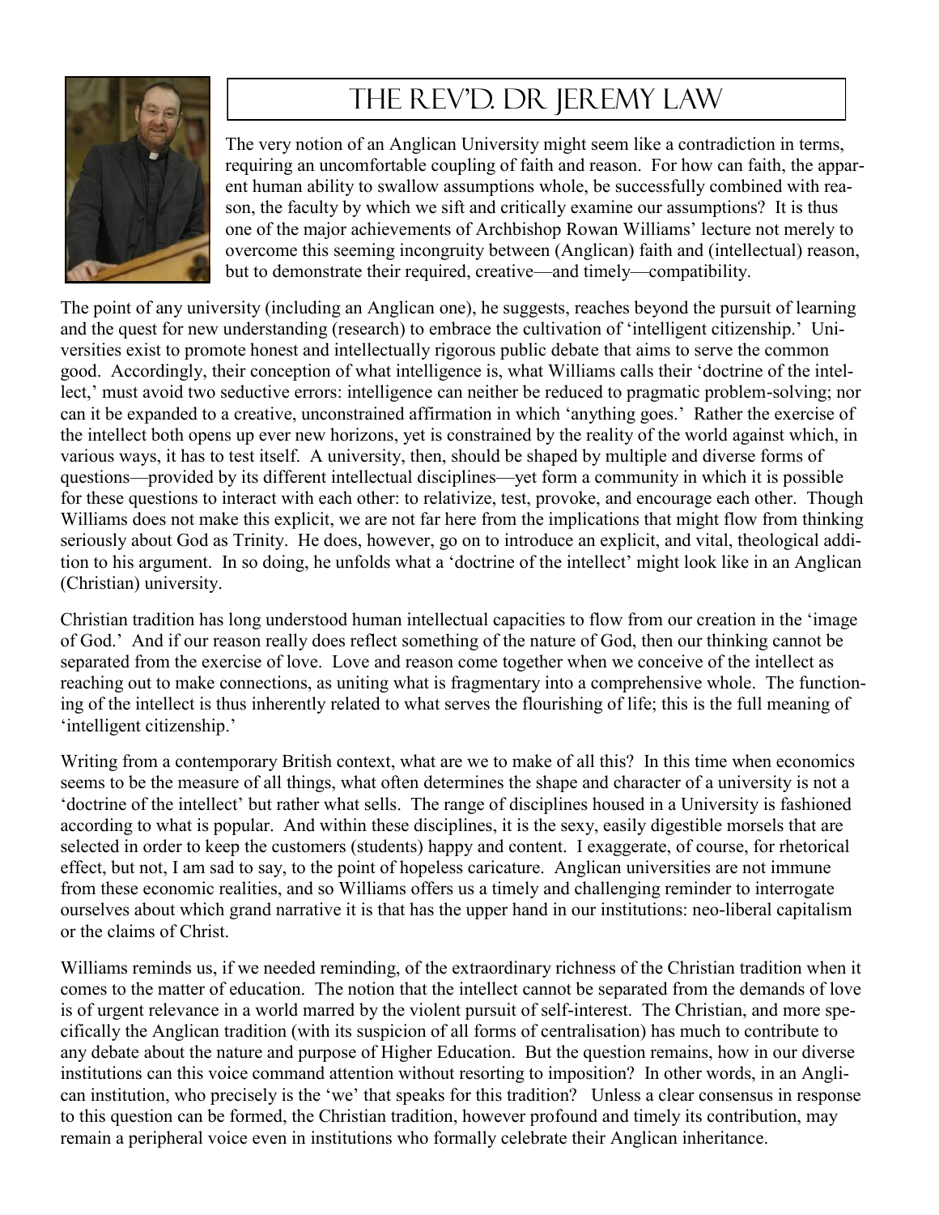# The Rev'd. Dr Jeremy Law

The very notion of an Anglican University might seem like a contradiction in terms, requiring an uncomfortable coupling of faith and reason. For how can faith, the apparent human ability to swallow assumptions whole, be successfully combined with reason, the faculty by which we sift and critically examine our assumptions? It is thus one of the major achievements of Archbishop Rowan Williams' lecture not merely to overcome this seeming incongruity between (Anglican) faith and (intellectual) reason, but to demonstrate their required, creative—and timely—compatibility.

The point of any university (including an Anglican one), he suggests, reaches beyond the pursuit of learning and the quest for new understanding (research) to embrace the cultivation of 'intelligent citizenship.' Universities exist to promote honest and intellectually rigorous public debate that aims to serve the common good. Accordingly, their conception of what intelligence is, what Williams calls their 'doctrine of the intellect,' must avoid two seductive errors: intelligence can neither be reduced to pragmatic problem-solving; nor can it be expanded to a creative, unconstrained affirmation in which 'anything goes.' Rather the exercise of the intellect both opens up ever new horizons, yet is constrained by the reality of the world against which, in various ways, it has to test itself. A university, then, should be shaped by multiple and diverse forms of questions—provided by its different intellectual disciplines—yet form a community in which it is possible for these questions to interact with each other: to relativize, test, provoke, and encourage each other. Though Williams does not make this explicit, we are not far here from the implications that might flow from thinking seriously about God as Trinity. He does, however, go on to introduce an explicit, and vital, theological addition to his argument. In so doing, he unfolds what a 'doctrine of the intellect' might look like in an Anglican (Christian) university.

Christian tradition has long understood human intellectual capacities to flow from our creation in the 'image of God.' And if our reason really does reflect something of the nature of God, then our thinking cannot be separated from the exercise of love. Love and reason come together when we conceive of the intellect as reaching out to make connections, as uniting what is fragmentary into a comprehensive whole. The functioning of the intellect is thus inherently related to what serves the flourishing of life; this is the full meaning of 'intelligent citizenship.'

Writing from a contemporary British context, what are we to make of all this? In this time when economics seems to be the measure of all things, what often determines the shape and character of a university is not a 'doctrine of the intellect' but rather what sells. The range of disciplines housed in a University is fashioned according to what is popular. And within these disciplines, it is the sexy, easily digestible morsels that are selected in order to keep the customers (students) happy and content. I exaggerate, of course, for rhetorical effect, but not, I am sad to say, to the point of hopeless caricature. Anglican universities are not immune from these economic realities, and so Williams offers us a timely and challenging reminder to interrogate ourselves about which grand narrative it is that has the upper hand in our institutions: neo-liberal capitalism or the claims of Christ.

Williams reminds us, if we needed reminding, of the extraordinary richness of the Christian tradition when it comes to the matter of education. The notion that the intellect cannot be separated from the demands of love is of urgent relevance in a world marred by the violent pursuit of self-interest. The Christian, and more specifically the Anglican tradition (with its suspicion of all forms of centralisation) has much to contribute to any debate about the nature and purpose of Higher Education. But the question remains, how in our diverse institutions can this voice command attention without resorting to imposition? In other words, in an Anglican institution, who precisely is the 'we' that speaks for this tradition? Unless a clear consensus in response to this question can be formed, the Christian tradition, however profound and timely its contribution, may remain a peripheral voice even in institutions who formally celebrate their Anglican inheritance.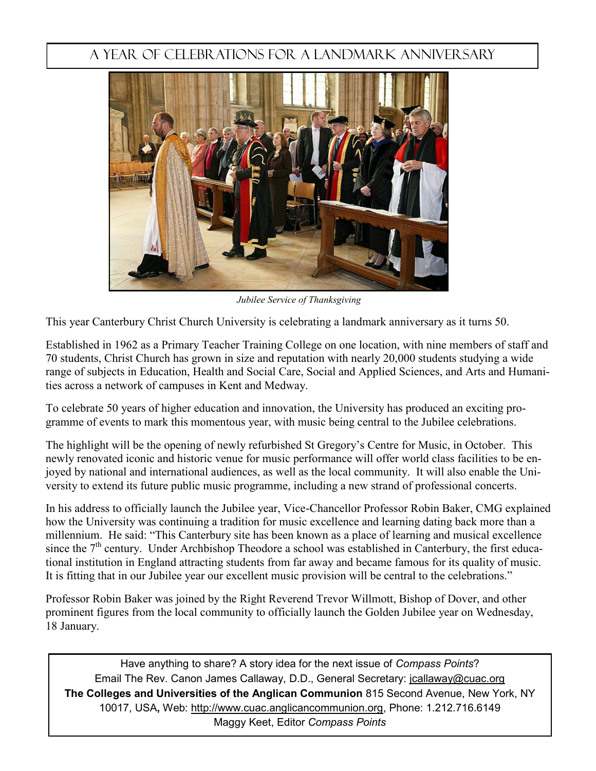# A Year of Celebrations for a Landmark Anniversary

*Jubilee Service of Thanksgiving*

This year Canterbury Christ Church University is celebrating a landmark anniversary as it turns 50.

Established in 1962 as a Primary Teacher Training College on one location, with nine members of staff and 70 students, Christ Church has grown in size and reputation with nearly 20,000 students studying a wide range of subjects in Education, Health and Social Care, Social and Applied Sciences, and Arts and Humanities across a network of campuses in Kent and Medway.

To celebrate 50 years of higher education and innovation, the University has produced an exciting programme of events to mark this momentous year, with music being central to the Jubilee celebrations.

The highlight will be the opening of newly refurbished St Gregory's Centre for Music, in October. This newly renovated iconic and historic venue for music performance will offer world class facilities to be enjoyed by national and international audiences, as well as the local community. It will also enable the University to extend its future public music programme, including a new strand of professional concerts.

In his address to officially launch the Jubilee year, Vice-Chancellor Professor Robin Baker, CMG explained how the University was continuing a tradition for music excellence and learning dating back more than a millennium. He said: "This Canterbury site has been known as a place of learning and musical excellence since the 7th century. Under Archbishop Theodore a school was established in Canterbury, the first educational institution in England attracting students from far away and became famous for its quality of music. It is fitting that in our Jubilee year our excellent music provision will be central to the celebrations."

Professor Robin Baker was joined by the Right Reverend Trevor Willmott, Bishop of Dover, and other prominent figures from the local community to officially launch the Golden Jubilee year on Wednesday, 18 January.

---

Have anything to share? A story idea for the next issue of *Compass Points*?
Email The Rev. Canon James Callaway, D.D., General Secretary: jcallaway@cuac.org
**The Colleges and Universities of the Anglican Communion** 815 Second Avenue, New York, NY 10017, USA**,** Web: http://www.cuac.anglicancommunion.org, Phone: 1.212.716.6149
Maggy Keet, Editor *Compass Points*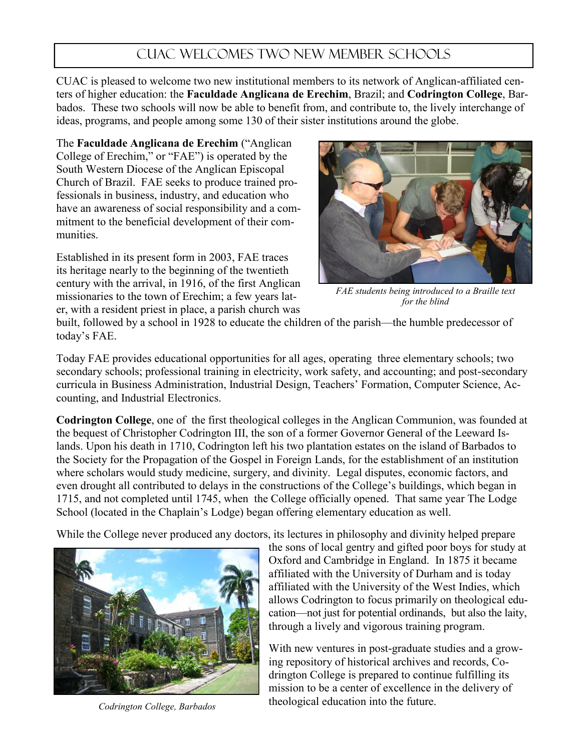# CUAC Welcomes Two New Member Schools

CUAC is pleased to welcome two new institutional members to its network of Anglican-affiliated centers of higher education: the **Faculdade Anglicana de Erechim**, Brazil; and **Codrington College**, Barbados. These two schools will now be able to benefit from, and contribute to, the lively interchange of ideas, programs, and people among some 130 of their sister institutions around the globe.

The **Faculdade Anglicana de Erechim** ("Anglican College of Erechim," or "FAE") is operated by the South Western Diocese of the Anglican Episcopal Church of Brazil. FAE seeks to produce trained professionals in business, industry, and education who have an awareness of social responsibility and a commitment to the beneficial development of their communities.

*FAE students being introduced to a Braille text for the blind*

Established in its present form in 2003, FAE traces its heritage nearly to the beginning of the twentieth century with the arrival, in 1916, of the first Anglican missionaries to the town of Erechim; a few years later, with a resident priest in place, a parish church was built, followed by a school in 1928 to educate the children of the parish—the humble predecessor of today's FAE.

Today FAE provides educational opportunities for all ages, operating three elementary schools; two secondary schools; professional training in electricity, work safety, and accounting; and post-secondary curricula in Business Administration, Industrial Design, Teachers' Formation, Computer Science, Accounting, and Industrial Electronics.

**Codrington College**, one of the first theological colleges in the Anglican Communion, was founded at the bequest of Christopher Codrington III, the son of a former Governor General of the Leeward Islands. Upon his death in 1710, Codrington left his two plantation estates on the island of Barbados to the Society for the Propagation of the Gospel in Foreign Lands, for the establishment of an institution where scholars would study medicine, surgery, and divinity. Legal disputes, economic factors, and even drought all contributed to delays in the constructions of the College's buildings, which began in 1715, and not completed until 1745, when the College officially opened. That same year The Lodge School (located in the Chaplain's Lodge) began offering elementary education as well.

While the College never produced any doctors, its lectures in philosophy and divinity helped prepare the sons of local gentry and gifted poor boys for study at Oxford and Cambridge in England. In 1875 it became affiliated with the University of Durham and is today affiliated with the University of the West Indies, which allows Codrington to focus primarily on theological education—not just for potential ordinands, but also the laity, through a lively and vigorous training program.

With new ventures in post-graduate studies and a growing repository of historical archives and records, Codrington College is prepared to continue fulfilling its mission to be a center of excellence in the delivery of theological education into the future.

*Codrington College, Barbados*